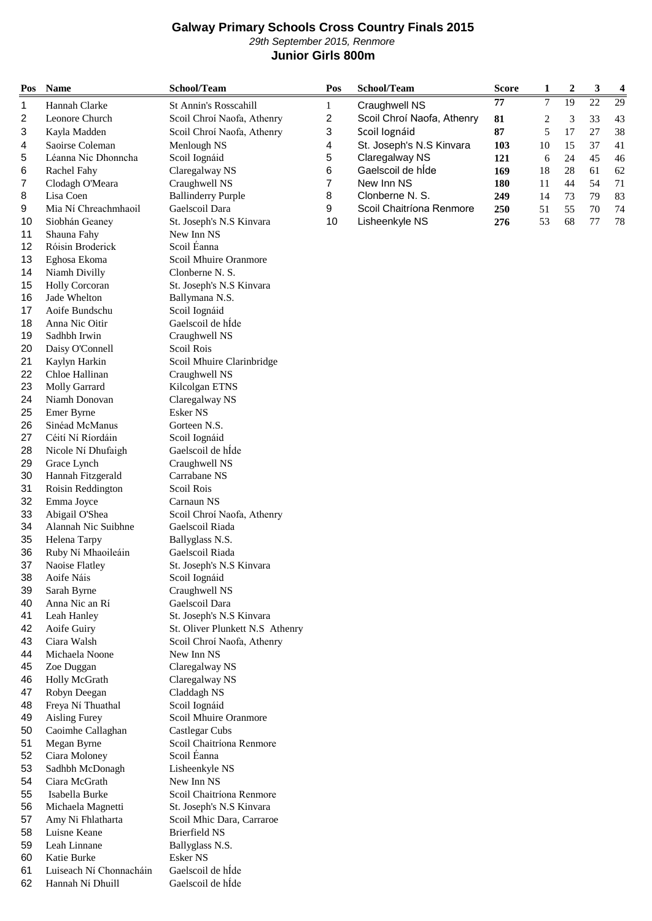# Galway Primary Schools Cross Country Finals 2015

*29th September 2015, Renmore*

**Junior Girls 800m**

| Pos | Name | School/Team |
|---|---|---|
| 1 | Hannah Clarke | St Annin's Rosscahill |
| 2 | Leonore Church | Scoil Chroí Naofa, Athenry |
| 3 | Kayla Madden | Scoil Chroí Naofa, Athenry |
| 4 | Saoirse Coleman | Menlough NS |
| 5 | Léanna Nic Dhonncha | Scoil Iognáid |
| 6 | Rachel Fahy | Claregalway NS |
| 7 | Clodagh O'Meara | Craughwell NS |
| 8 | Lisa Coen | Ballinderry Purple |
| 9 | Mia Ní Chreachmhaoil | Gaelscoil Dara |
| 10 | Siobhán Geaney | St. Joseph's N.S Kinvara |
| 11 | Shauna Fahy | New Inn NS |
| 12 | Róisin Broderick | Scoil Éanna |
| 13 | Eghosa Ekoma | Scoil Mhuire Oranmore |
| 14 | Niamh Divilly | Clonberne N. S. |
| 15 | Holly Corcoran | St. Joseph's N.S Kinvara |
| 16 | Jade Whelton | Ballymana N.S. |
| 17 | Aoife Bundschu | Scoil Iognáid |
| 18 | Anna Nic Oitir | Gaelscoil de hÍde |
| 19 | Sadhbh Irwin | Craughwell NS |
| 20 | Daisy O'Connell | Scoil Rois |
| 21 | Kaylyn Harkin | Scoil Mhuire Clarinbridge |
| 22 | Chloe Hallinan | Craughwell NS |
| 23 | Molly Garrard | Kilcolgan ETNS |
| 24 | Niamh Donovan | Claregalway NS |
| 25 | Emer Byrne | Esker NS |
| 26 | Sinéad McManus | Gorteen N.S. |
| 27 | Céití Ní Ríordáin | Scoil Iognáid |
| 28 | Nicole Ní Dhufaigh | Gaelscoil de hÍde |
| 29 | Grace Lynch | Craughwell NS |
| 30 | Hannah Fitzgerald | Carrabane NS |
| 31 | Roisin Reddington | Scoil Rois |
| 32 | Emma Joyce | Carnaun NS |
| 33 | Abigail O'Shea | Scoil Chroí Naofa, Athenry |
| 34 | Alannah Nic Suibhne | Gaelscoil Riada |
| 35 | Helena Tarpy | Ballyglass N.S. |
| 36 | Ruby Ní Mhaoileáin | Gaelscoil Riada |
| 37 | Naoise Flatley | St. Joseph's N.S Kinvara |
| 38 | Aoife Náis | Scoil Iognáid |
| 39 | Sarah Byrne | Craughwell NS |
| 40 | Anna Nic an Rí | Gaelscoil Dara |
| 41 | Leah Hanley | St. Joseph's N.S Kinvara |
| 42 | Aoife Guiry | St. Oliver Plunkett N.S Athenry |
| 43 | Ciara Walsh | Scoil Chroí Naofa, Athenry |
| 44 | Michaela Noone | New Inn NS |
| 45 | Zoe Duggan | Claregalway NS |
| 46 | Holly McGrath | Claregalway NS |
| 47 | Robyn Deegan | Claddagh NS |
| 48 | Freya Ní Thuathal | Scoil Iognáid |
| 49 | Aisling Furey | Scoil Mhuire Oranmore |
| 50 | Caoimhe Callaghan | Castlegar Cubs |
| 51 | Megan Byrne | Scoil Chaitríona Renmore |
| 52 | Ciara Moloney | Scoil Éanna |
| 53 | Sadhbh McDonagh | Lisheenkyle NS |
| 54 | Ciara McGrath | New Inn NS |
| 55 | Isabella Burke | Scoil Chaitríona Renmore |
| 56 | Michaela Magnetti | St. Joseph's N.S Kinvara |
| 57 | Amy Ni Fhlatharta | Scoil Mhic Dara, Carraroe |
| 58 | Luisne Keane | Brierfield NS |
| 59 | Leah Linnane | Ballyglass N.S. |
| 60 | Katie Burke | Esker NS |
| 61 | Luiseach Ní Chonnacháin | Gaelscoil de hÍde |
| 62 | Hannah Ní Dhuill | Gaelscoil de hÍde |

| Pos | School/Team | Score | 1 | 2 | 3 | 4 |
|---|---|---|---|---|---|---|
| 1 | Craughwell NS | **77** | 7 | 19 | 22 | 29 |
| 2 | Scoil Chroí Naofa, Athenry | **81** | 2 | 3 | 33 | 43 |
| 3 | Scoil Iognáid | **87** | 5 | 17 | 27 | 38 |
| 4 | St. Joseph's N.S Kinvara | **103** | 10 | 15 | 37 | 41 |
| 5 | Claregalway NS | **121** | 6 | 24 | 45 | 46 |
| 6 | Gaelscoil de hÍde | **169** | 18 | 28 | 61 | 62 |
| 7 | New Inn NS | **180** | 11 | 44 | 54 | 71 |
| 8 | Clonberne N. S. | **249** | 14 | 73 | 79 | 83 |
| 9 | Scoil Chaitríona Renmore | **250** | 51 | 55 | 70 | 74 |
| 10 | Lisheenkyle NS | **276** | 53 | 68 | 77 | 78 |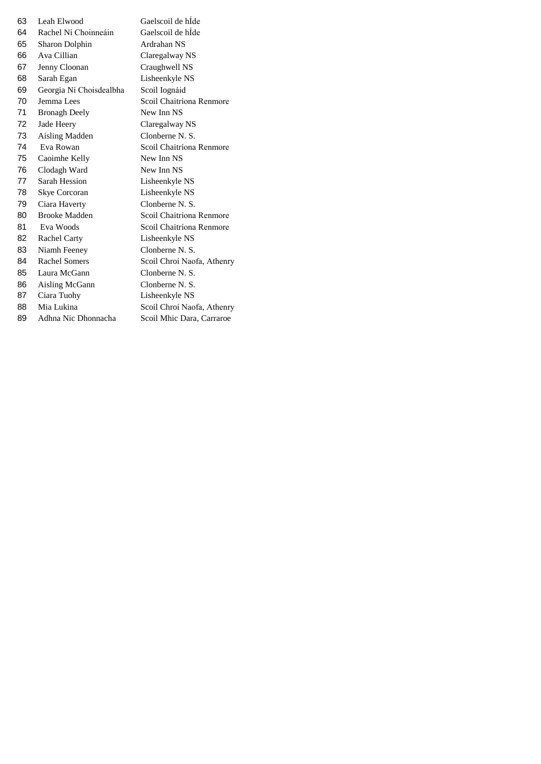| | | |
|---|---|---|
| 63 | Leah Elwood | Gaelscoil de hÍde |
| 64 | Rachel Ní Choinneáin | Gaelscoil de hÍde |
| 65 | Sharon Dolphin | Ardrahan NS |
| 66 | Ava Cillian | Claregalway NS |
| 67 | Jenny Cloonan | Craughwell NS |
| 68 | Sarah Egan | Lisheenkyle NS |
| 69 | Georgia Ní Choisdealbha | Scoil Iognáid |
| 70 | Jemma Lees | Scoil Chaitríona Renmore |
| 71 | Bronagh Deely | New Inn NS |
| 72 | Jade Heery | Claregalway NS |
| 73 | Aisling Madden | Clonberne N. S. |
| 74 | Eva Rowan | Scoil Chaitríona Renmore |
| 75 | Caoimhe Kelly | New Inn NS |
| 76 | Clodagh Ward | New Inn NS |
| 77 | Sarah Hession | Lisheenkyle NS |
| 78 | Skye Corcoran | Lisheenkyle NS |
| 79 | Ciara Haverty | Clonberne N. S. |
| 80 | Brooke Madden | Scoil Chaitríona Renmore |
| 81 | Eva Woods | Scoil Chaitríona Renmore |
| 82 | Rachel Carty | Lisheenkyle NS |
| 83 | Niamh Feeney | Clonberne N. S. |
| 84 | Rachel Somers | Scoil Chroí Naofa, Athenry |
| 85 | Laura McGann | Clonberne N. S. |
| 86 | Aisling McGann | Clonberne N. S. |
| 87 | Ciara Tuohy | Lisheenkyle NS |
| 88 | Mia Lukina | Scoil Chroí Naofa, Athenry |
| 89 | Adhna Nic Dhonnacha | Scoil Mhic Dara, Carraroe |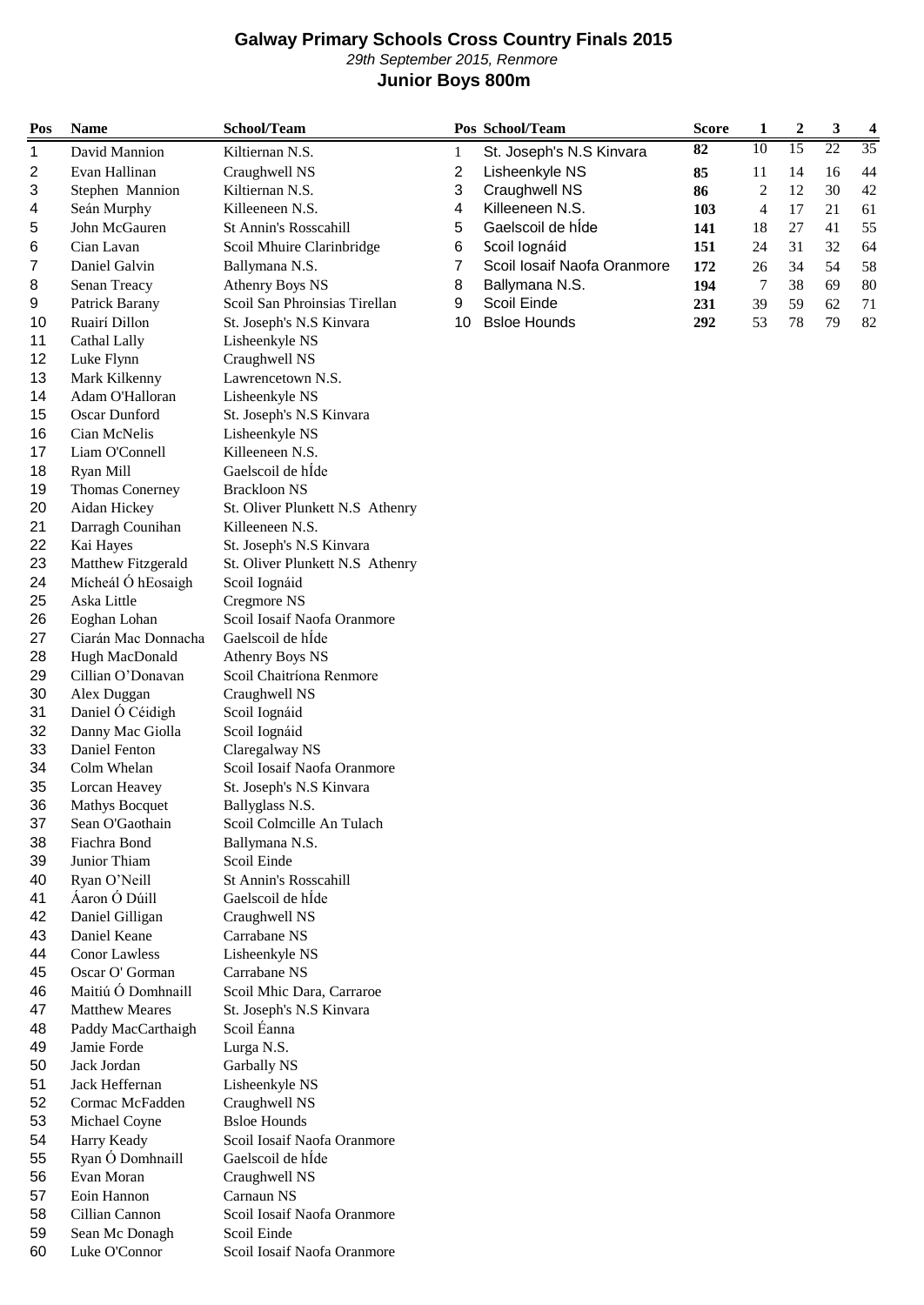# Galway Primary Schools Cross Country Finals 2015

*29th September 2015, Renmore*

## Junior Boys 800m

| Pos | Name | School/Team |
|---|---|---|
| 1 | David Mannion | Kiltiernan N.S. |
| 2 | Evan Hallinan | Craughwell NS |
| 3 | Stephen Mannion | Kiltiernan N.S. |
| 4 | Seán Murphy | Killeeneen N.S. |
| 5 | John McGauren | St Annin's Rosscahill |
| 6 | Cian Lavan | Scoil Mhuire Clarinbridge |
| 7 | Daniel Galvin | Ballymana N.S. |
| 8 | Senan Treacy | Athenry Boys NS |
| 9 | Patrick Barany | Scoil San Phroinsias Tirellan |
| 10 | Ruairí Dillon | St. Joseph's N.S Kinvara |
| 11 | Cathal Lally | Lisheenkyle NS |
| 12 | Luke Flynn | Craughwell NS |
| 13 | Mark Kilkenny | Lawrencetown N.S. |
| 14 | Adam O'Halloran | Lisheenkyle NS |
| 15 | Oscar Dunford | St. Joseph's N.S Kinvara |
| 16 | Cian McNelis | Lisheenkyle NS |
| 17 | Liam O'Connell | Killeeneen N.S. |
| 18 | Ryan Mill | Gaelscoil de hÍde |
| 19 | Thomas Conerney | Brackloon NS |
| 20 | Aidan Hickey | St. Oliver Plunkett N.S Athenry |
| 21 | Darragh Counihan | Killeeneen N.S. |
| 22 | Kai Hayes | St. Joseph's N.S Kinvara |
| 23 | Matthew Fitzgerald | St. Oliver Plunkett N.S Athenry |
| 24 | Mícheál Ó hEosaigh | Scoil Iognáid |
| 25 | Aska Little | Cregmore NS |
| 26 | Eoghan Lohan | Scoil Iosaif Naofa Oranmore |
| 27 | Ciarán Mac Donnacha | Gaelscoil de hÍde |
| 28 | Hugh MacDonald | Athenry Boys NS |
| 29 | Cillian O'Donavan | Scoil Chaitríona Renmore |
| 30 | Alex Duggan | Craughwell NS |
| 31 | Daniel Ó Céidigh | Scoil Iognáid |
| 32 | Danny Mac Giolla | Scoil Iognáid |
| 33 | Daniel Fenton | Claregalway NS |
| 34 | Colm Whelan | Scoil Iosaif Naofa Oranmore |
| 35 | Lorcan Heavey | St. Joseph's N.S Kinvara |
| 36 | Mathys Bocquet | Ballyglass N.S. |
| 37 | Sean O'Gaothain | Scoil Colmcille An Tulach |
| 38 | Fiachra Bond | Ballymana N.S. |
| 39 | Junior Thiam | Scoil Einde |
| 40 | Ryan O'Neill | St Annin's Rosscahill |
| 41 | Áaron Ó Dúill | Gaelscoil de hÍde |
| 42 | Daniel Gilligan | Craughwell NS |
| 43 | Daniel Keane | Carrabane NS |
| 44 | Conor Lawless | Lisheenkyle NS |
| 45 | Oscar O' Gorman | Carrabane NS |
| 46 | Maitiú Ó Domhnaill | Scoil Mhic Dara, Carraroe |
| 47 | Matthew Meares | St. Joseph's N.S Kinvara |
| 48 | Paddy MacCarthaigh | Scoil Éanna |
| 49 | Jamie Forde | Lurga N.S. |
| 50 | Jack Jordan | Garbally NS |
| 51 | Jack Heffernan | Lisheenkyle NS |
| 52 | Cormac McFadden | Craughwell NS |
| 53 | Michael Coyne | Bsloe Hounds |
| 54 | Harry Keady | Scoil Iosaif Naofa Oranmore |
| 55 | Ryan Ó Domhnaill | Gaelscoil de hÍde |
| 56 | Evan Moran | Craughwell NS |
| 57 | Eoin Hannon | Carnaun NS |
| 58 | Cillian Cannon | Scoil Iosaif Naofa Oranmore |
| 59 | Sean Mc Donagh | Scoil Einde |
| 60 | Luke O'Connor | Scoil Iosaif Naofa Oranmore |

| Pos | School/Team | Score | 1 | 2 | 3 | 4 |
|---|---|---|---|---|---|---|
| 1 | St. Joseph's N.S Kinvara | 82 | 10 | 15 | 22 | 35 |
| 2 | Lisheenkyle NS | 85 | 11 | 14 | 16 | 44 |
| 3 | Craughwell NS | 86 | 2 | 12 | 30 | 42 |
| 4 | Killeeneen N.S. | 103 | 4 | 17 | 21 | 61 |
| 5 | Gaelscoil de hÍde | 141 | 18 | 27 | 41 | 55 |
| 6 | Scoil Iognáid | 151 | 24 | 31 | 32 | 64 |
| 7 | Scoil Iosaif Naofa Oranmore | 172 | 26 | 34 | 54 | 58 |
| 8 | Ballymana N.S. | 194 | 7 | 38 | 69 | 80 |
| 9 | Scoil Einde | 231 | 39 | 59 | 62 | 71 |
| 10 | Bsloe Hounds | 292 | 53 | 78 | 79 | 82 |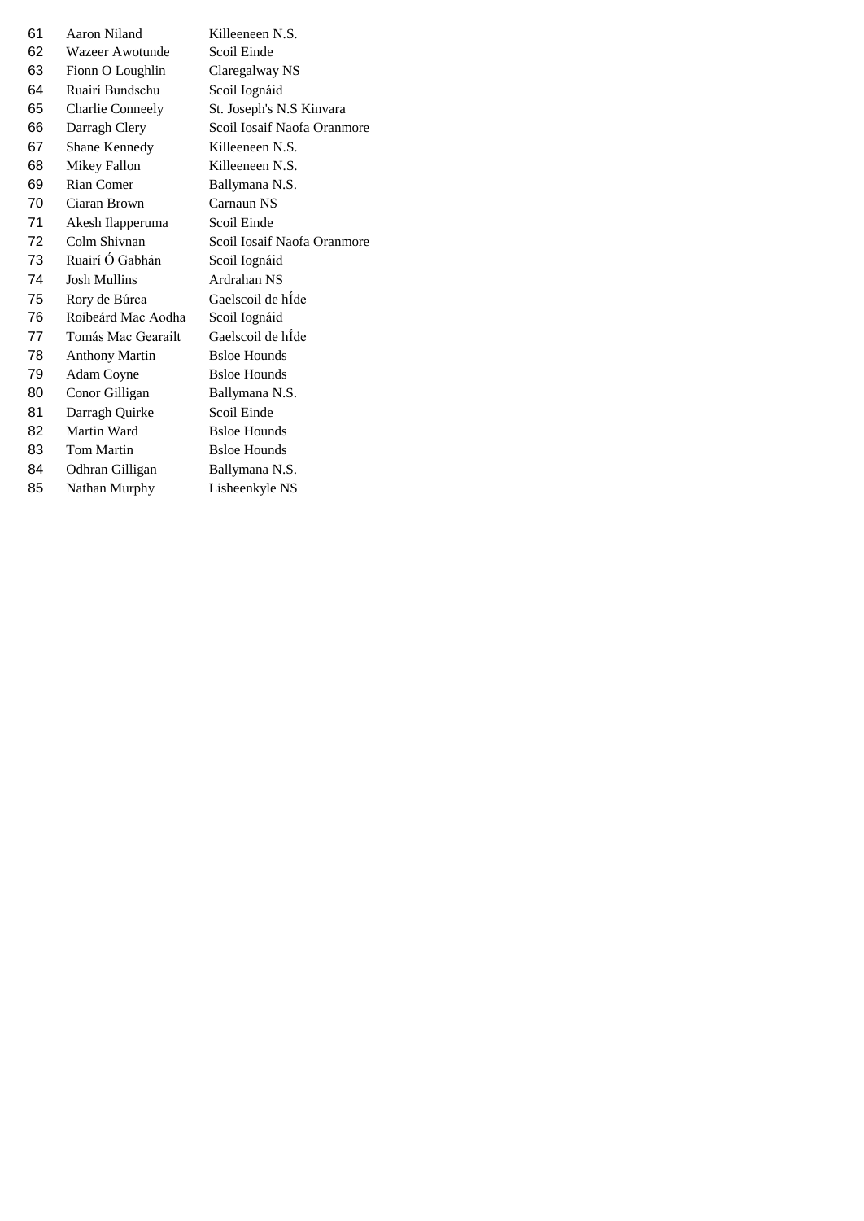| | | |
|---|---|---|
| 61 | Aaron Niland | Killeeneen N.S. |
| 62 | Wazeer Awotunde | Scoil Einde |
| 63 | Fionn O Loughlin | Claregalway NS |
| 64 | Ruairí Bundschu | Scoil Iognáid |
| 65 | Charlie Conneely | St. Joseph's N.S Kinvara |
| 66 | Darragh Clery | Scoil Iosaif Naofa Oranmore |
| 67 | Shane Kennedy | Killeeneen N.S. |
| 68 | Mikey Fallon | Killeeneen N.S. |
| 69 | Rian Comer | Ballymana N.S. |
| 70 | Ciaran Brown | Carnaun NS |
| 71 | Akesh Ilapperuma | Scoil Einde |
| 72 | Colm Shivnan | Scoil Iosaif Naofa Oranmore |
| 73 | Ruairí Ó Gabhán | Scoil Iognáid |
| 74 | Josh Mullins | Ardrahan NS |
| 75 | Rory de Búrca | Gaelscoil de hÍde |
| 76 | Roibeárd Mac Aodha | Scoil Iognáid |
| 77 | Tomás Mac Gearailt | Gaelscoil de hÍde |
| 78 | Anthony Martin | Bsloe Hounds |
| 79 | Adam Coyne | Bsloe Hounds |
| 80 | Conor Gilligan | Ballymana N.S. |
| 81 | Darragh Quirke | Scoil Einde |
| 82 | Martin Ward | Bsloe Hounds |
| 83 | Tom Martin | Bsloe Hounds |
| 84 | Odhran Gilligan | Ballymana N.S. |
| 85 | Nathan Murphy | Lisheenkyle NS |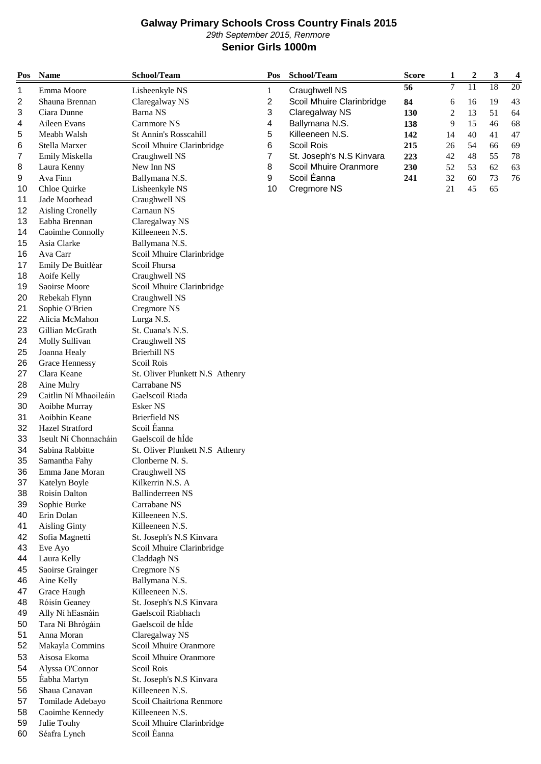# Galway Primary Schools Cross Country Finals 2015

*29th September 2015, Renmore*

## Senior Girls 1000m

| Pos | Name | School/Team |
|---|---|---|
| 1 | Emma Moore | Lisheenkyle NS |
| 2 | Shauna Brennan | Claregalway NS |
| 3 | Ciara Dunne | Barna NS |
| 4 | Aileen Evans | Carnmore NS |
| 5 | Meabh Walsh | St Annin's Rosscahill |
| 6 | Stella Marxer | Scoil Mhuire Clarinbridge |
| 7 | Emily Miskella | Craughwell NS |
| 8 | Laura Kenny | New Inn NS |
| 9 | Ava Finn | Ballymana N.S. |
| 10 | Chloe Quirke | Lisheenkyle NS |
| 11 | Jade Moorhead | Craughwell NS |
| 12 | Aisling Cronelly | Carnaun NS |
| 13 | Eabha Brennan | Claregalway NS |
| 14 | Caoimhe Connolly | Killeeneen N.S. |
| 15 | Asia Clarke | Ballymana N.S. |
| 16 | Ava Carr | Scoil Mhuire Clarinbridge |
| 17 | Emily De Buitléar | Scoil Fhursa |
| 18 | Aoife Kelly | Craughwell NS |
| 19 | Saoirse Moore | Scoil Mhuire Clarinbridge |
| 20 | Rebekah Flynn | Craughwell NS |
| 21 | Sophie O'Brien | Cregmore NS |
| 22 | Alicia McMahon | Lurga N.S. |
| 23 | Gillian McGrath | St. Cuana's N.S. |
| 24 | Molly Sullivan | Craughwell NS |
| 25 | Joanna Healy | Brierhill NS |
| 26 | Grace Hennessy | Scoil Rois |
| 27 | Clara Keane | St. Oliver Plunkett N.S Athenry |
| 28 | Aine Mulry | Carrabane NS |
| 29 | Caitlin Ní Mhaoileáin | Gaelscoil Riada |
| 30 | Aoibhe Murray | Esker NS |
| 31 | Aoibhin Keane | Brierfield NS |
| 32 | Hazel Stratford | Scoil Éanna |
| 33 | Iseult Ní Chonnacháin | Gaelscoil de hÍde |
| 34 | Sabina Rabbitte | St. Oliver Plunkett N.S Athenry |
| 35 | Samantha Fahy | Clonberne N. S. |
| 36 | Emma Jane Moran | Craughwell NS |
| 37 | Katelyn Boyle | Kilkerrin N.S. A |
| 38 | Roisín Dalton | Ballinderreen NS |
| 39 | Sophie Burke | Carrabane NS |
| 40 | Erin Dolan | Killeeneen N.S. |
| 41 | Aisling Ginty | Killeeneen N.S. |
| 42 | Sofia Magnetti | St. Joseph's N.S Kinvara |
| 43 | Eve Ayo | Scoil Mhuire Clarinbridge |
| 44 | Laura Kelly | Claddagh NS |
| 45 | Saoirse Grainger | Cregmore NS |
| 46 | Aine Kelly | Ballymana N.S. |
| 47 | Grace Haugh | Killeeneen N.S. |
| 48 | Róisín Geaney | St. Joseph's N.S Kinvara |
| 49 | Ally Ní hEasnáin | Gaelscoil Riabhach |
| 50 | Tara Ní Bhrógáin | Gaelscoil de hÍde |
| 51 | Anna Moran | Claregalway NS |
| 52 | Makayla Commins | Scoil Mhuire Oranmore |
| 53 | Aisosa Ekoma | Scoil Mhuire Oranmore |
| 54 | Alyssa O'Connor | Scoil Rois |
| 55 | Éabha Martyn | St. Joseph's N.S Kinvara |
| 56 | Shaua Canavan | Killeeneen N.S. |
| 57 | Tomilade Adebayo | Scoil Chaitríona Renmore |
| 58 | Caoimhe Kennedy | Killeeneen N.S. |
| 59 | Julie Touhy | Scoil Mhuire Clarinbridge |
| 60 | Séafra Lynch | Scoil Éanna |

| Pos | School/Team | Score | 1 | 2 | 3 | 4 |
|---|---|---|---|---|---|---|
| 1 | Craughwell NS | **56** | 7 | 11 | 18 | 20 |
| 2 | Scoil Mhuire Clarinbridge | **84** | 6 | 16 | 19 | 43 |
| 3 | Claregalway NS | **130** | 2 | 13 | 51 | 64 |
| 4 | Ballymana N.S. | **138** | 9 | 15 | 46 | 68 |
| 5 | Killeeneen N.S. | **142** | 14 | 40 | 41 | 47 |
| 6 | Scoil Rois | **215** | 26 | 54 | 66 | 69 |
| 7 | St. Joseph's N.S Kinvara | **223** | 42 | 48 | 55 | 78 |
| 8 | Scoil Mhuire Oranmore | **230** | 52 | 53 | 62 | 63 |
| 9 | Scoil Éanna | **241** | 32 | 60 | 73 | 76 |
| 10 | Cregmore NS | | 21 | 45 | 65 | |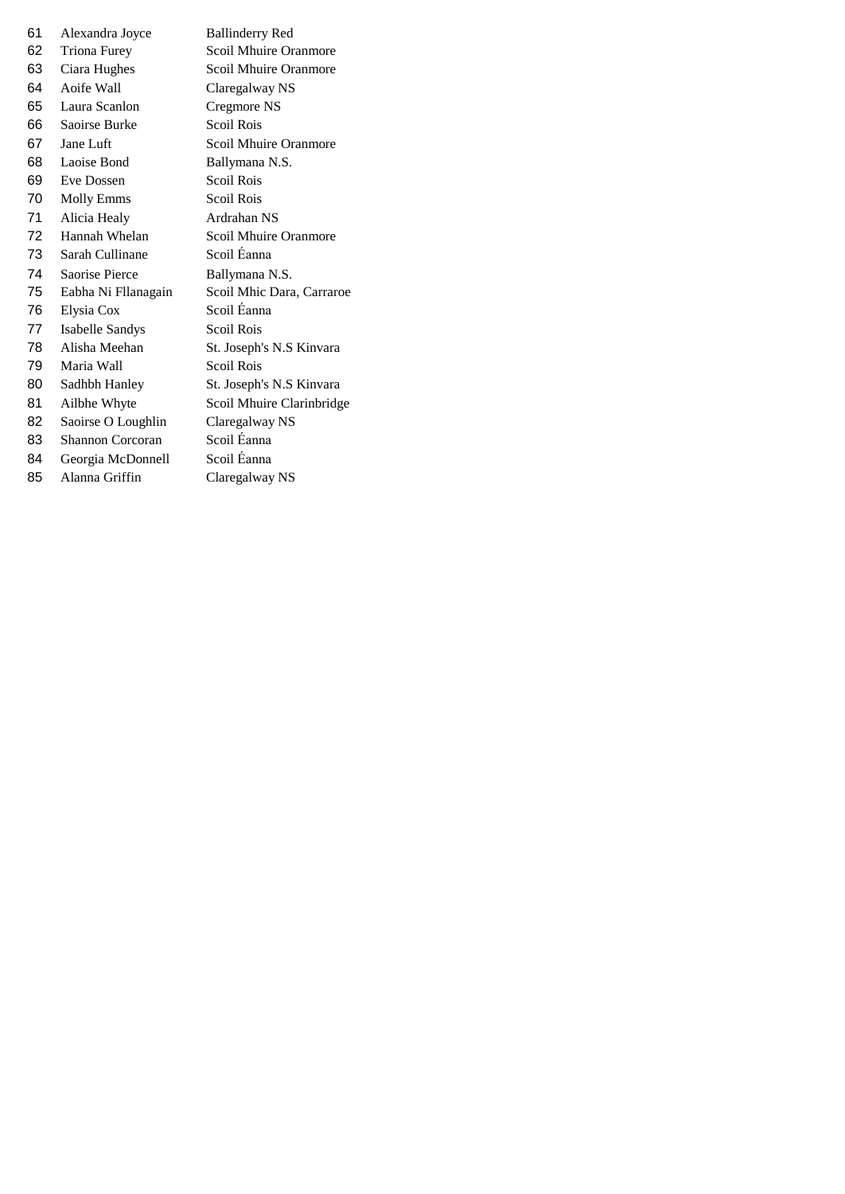| | | |
|---|---|---|
| 61 | Alexandra Joyce | Ballinderry Red |
| 62 | Triona Furey | Scoil Mhuire Oranmore |
| 63 | Ciara Hughes | Scoil Mhuire Oranmore |
| 64 | Aoife Wall | Claregalway NS |
| 65 | Laura Scanlon | Cregmore NS |
| 66 | Saoirse Burke | Scoil Rois |
| 67 | Jane Luft | Scoil Mhuire Oranmore |
| 68 | Laoise Bond | Ballymana N.S. |
| 69 | Eve Dossen | Scoil Rois |
| 70 | Molly Emms | Scoil Rois |
| 71 | Alicia Healy | Ardrahan NS |
| 72 | Hannah Whelan | Scoil Mhuire Oranmore |
| 73 | Sarah Cullinane | Scoil Éanna |
| 74 | Saorise Pierce | Ballymana N.S. |
| 75 | Eabha Ni Fllanagain | Scoil Mhic Dara, Carraroe |
| 76 | Elysia Cox | Scoil Éanna |
| 77 | Isabelle Sandys | Scoil Rois |
| 78 | Alisha Meehan | St. Joseph's N.S Kinvara |
| 79 | Maria Wall | Scoil Rois |
| 80 | Sadhbh Hanley | St. Joseph's N.S Kinvara |
| 81 | Ailbhe Whyte | Scoil Mhuire Clarinbridge |
| 82 | Saoirse O Loughlin | Claregalway NS |
| 83 | Shannon Corcoran | Scoil Éanna |
| 84 | Georgia McDonnell | Scoil Éanna |
| 85 | Alanna Griffin | Claregalway NS |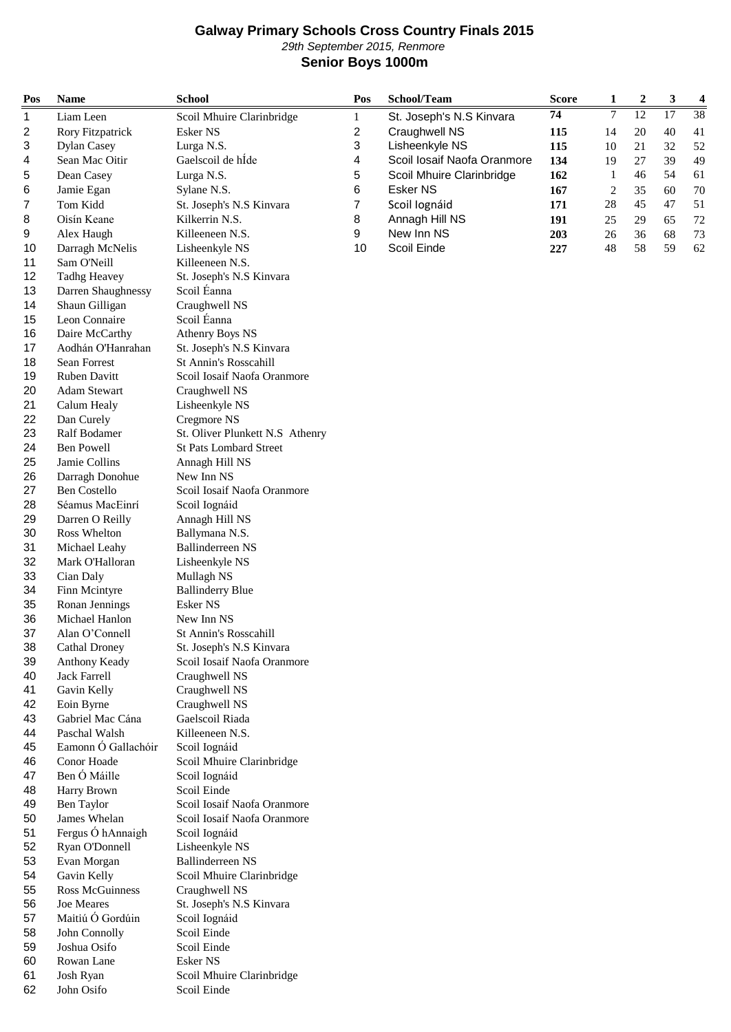# Galway Primary Schools Cross Country Finals 2015

*29th September 2015, Renmore*

## Senior Boys 1000m

| Pos | Name | School |
|---|---|---|
| 1 | Liam Leen | Scoil Mhuire Clarinbridge |
| 2 | Rory Fitzpatrick | Esker NS |
| 3 | Dylan Casey | Lurga N.S. |
| 4 | Sean Mac Oitir | Gaelscoil de hÍde |
| 5 | Dean Casey | Lurga N.S. |
| 6 | Jamie Egan | Sylane N.S. |
| 7 | Tom Kidd | St. Joseph's N.S Kinvara |
| 8 | Oisín Keane | Kilkerrin N.S. |
| 9 | Alex Haugh | Killeeneen N.S. |
| 10 | Darragh McNelis | Lisheenkyle NS |
| 11 | Sam O'Neill | Killeeneen N.S. |
| 12 | Tadhg Heavey | St. Joseph's N.S Kinvara |
| 13 | Darren Shaughnessy | Scoil Éanna |
| 14 | Shaun Gilligan | Craughwell NS |
| 15 | Leon Connaire | Scoil Éanna |
| 16 | Daire McCarthy | Athenry Boys NS |
| 17 | Aodhán O'Hanrahan | St. Joseph's N.S Kinvara |
| 18 | Sean Forrest | St Annin's Rosscahill |
| 19 | Ruben Davitt | Scoil Iosaif Naofa Oranmore |
| 20 | Adam Stewart | Craughwell NS |
| 21 | Calum Healy | Lisheenkyle NS |
| 22 | Dan Curely | Cregmore NS |
| 23 | Ralf Bodamer | St. Oliver Plunkett N.S Athenry |
| 24 | Ben Powell | St Pats Lombard Street |
| 25 | Jamie Collins | Annagh Hill NS |
| 26 | Darragh Donohue | New Inn NS |
| 27 | Ben Costello | Scoil Iosaif Naofa Oranmore |
| 28 | Séamus MacEinrí | Scoil Iognáid |
| 29 | Darren O Reilly | Annagh Hill NS |
| 30 | Ross Whelton | Ballymana N.S. |
| 31 | Michael Leahy | Ballinderreen NS |
| 32 | Mark O'Halloran | Lisheenkyle NS |
| 33 | Cian Daly | Mullagh NS |
| 34 | Finn Mcintyre | Ballinderry Blue |
| 35 | Ronan Jennings | Esker NS |
| 36 | Michael Hanlon | New Inn NS |
| 37 | Alan O'Connell | St Annin's Rosscahill |
| 38 | Cathal Droney | St. Joseph's N.S Kinvara |
| 39 | Anthony Keady | Scoil Iosaif Naofa Oranmore |
| 40 | Jack Farrell | Craughwell NS |
| 41 | Gavin Kelly | Craughwell NS |
| 42 | Eoin Byrne | Craughwell NS |
| 43 | Gabriel Mac Cána | Gaelscoil Riada |
| 44 | Paschal Walsh | Killeeneen N.S. |
| 45 | Eamonn Ó Gallachóir | Scoil Iognáid |
| 46 | Conor Hoade | Scoil Mhuire Clarinbridge |
| 47 | Ben Ó Máille | Scoil Iognáid |
| 48 | Harry Brown | Scoil Einde |
| 49 | Ben Taylor | Scoil Iosaif Naofa Oranmore |
| 50 | James Whelan | Scoil Iosaif Naofa Oranmore |
| 51 | Fergus Ó hAnnaigh | Scoil Iognáid |
| 52 | Ryan O'Donnell | Lisheenkyle NS |
| 53 | Evan Morgan | Ballinderreen NS |
| 54 | Gavin Kelly | Scoil Mhuire Clarinbridge |
| 55 | Ross McGuinness | Craughwell NS |
| 56 | Joe Meares | St. Joseph's N.S Kinvara |
| 57 | Maitiú Ó Gordúin | Scoil Iognáid |
| 58 | John Connolly | Scoil Einde |
| 59 | Joshua Osifo | Scoil Einde |
| 60 | Rowan Lane | Esker NS |
| 61 | Josh Ryan | Scoil Mhuire Clarinbridge |
| 62 | John Osifo | Scoil Einde |

| Pos | School/Team | Score | 1 | 2 | 3 | 4 |
|---|---|---|---|---|---|---|
| 1 | St. Joseph's N.S Kinvara | 74 | 7 | 12 | 17 | 38 |
| 2 | Craughwell NS | 115 | 14 | 20 | 40 | 41 |
| 3 | Lisheenkyle NS | 115 | 10 | 21 | 32 | 52 |
| 4 | Scoil Iosaif Naofa Oranmore | 134 | 19 | 27 | 39 | 49 |
| 5 | Scoil Mhuire Clarinbridge | 162 | 1 | 46 | 54 | 61 |
| 6 | Esker NS | 167 | 2 | 35 | 60 | 70 |
| 7 | Scoil Iognáid | 171 | 28 | 45 | 47 | 51 |
| 8 | Annagh Hill NS | 191 | 25 | 29 | 65 | 72 |
| 9 | New Inn NS | 203 | 26 | 36 | 68 | 73 |
| 10 | Scoil Einde | 227 | 48 | 58 | 59 | 62 |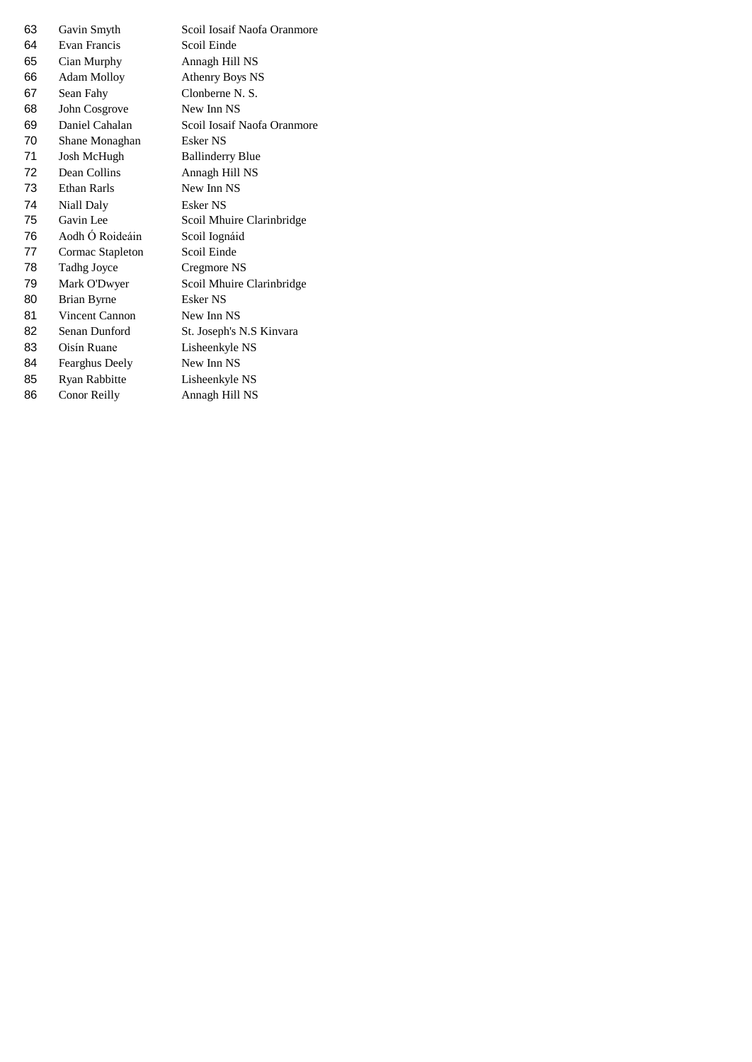| | | |
|---|---|---|
| 63 | Gavin Smyth | Scoil Iosaif Naofa Oranmore |
| 64 | Evan Francis | Scoil Einde |
| 65 | Cian Murphy | Annagh Hill NS |
| 66 | Adam Molloy | Athenry Boys NS |
| 67 | Sean Fahy | Clonberne N. S. |
| 68 | John Cosgrove | New Inn NS |
| 69 | Daniel Cahalan | Scoil Iosaif Naofa Oranmore |
| 70 | Shane Monaghan | Esker NS |
| 71 | Josh McHugh | Ballinderry Blue |
| 72 | Dean Collins | Annagh Hill NS |
| 73 | Ethan Rarls | New Inn NS |
| 74 | Niall Daly | Esker NS |
| 75 | Gavin Lee | Scoil Mhuire Clarinbridge |
| 76 | Aodh Ó Roideáin | Scoil Iognáid |
| 77 | Cormac Stapleton | Scoil Einde |
| 78 | Tadhg Joyce | Cregmore NS |
| 79 | Mark O'Dwyer | Scoil Mhuire Clarinbridge |
| 80 | Brian Byrne | Esker NS |
| 81 | Vincent Cannon | New Inn NS |
| 82 | Senan Dunford | St. Joseph's N.S Kinvara |
| 83 | Oisín Ruane | Lisheenkyle NS |
| 84 | Fearghus Deely | New Inn NS |
| 85 | Ryan Rabbitte | Lisheenkyle NS |
| 86 | Conor Reilly | Annagh Hill NS |